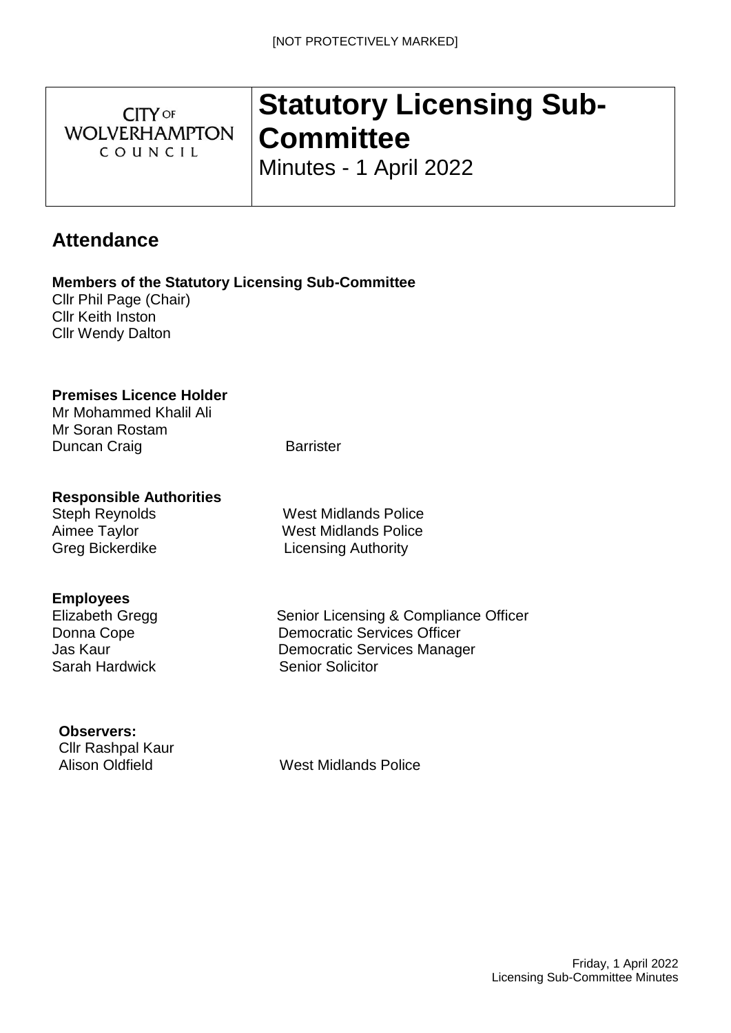[NOT PROTECTIVELY MARKED]

CITY OF WOLVERHAMPTON COUNCIL

# Statutory Licensing Sub-Committee

Minutes - 1 April 2022

## Attendance

**Members of the Statutory Licensing Sub-Committee**

Cllr Phil Page (Chair)
Cllr Keith Inston
Cllr Wendy Dalton

**Premises Licence Holder**

Mr Mohammed Khalil Ali
Mr Soran Rostam
Duncan Craig — Barrister

**Responsible Authorities**

| | |
|---|---|
| Steph Reynolds | West Midlands Police |
| Aimee Taylor | West Midlands Police |
| Greg Bickerdike | Licensing Authority |

**Employees**

| | |
|---|---|
| Elizabeth Gregg | Senior Licensing & Compliance Officer |
| Donna Cope | Democratic Services Officer |
| Jas Kaur | Democratic Services Manager |
| Sarah Hardwick | Senior Solicitor |

**Observers:**

Cllr Rashpal Kaur
Alison Oldfield — West Midlands Police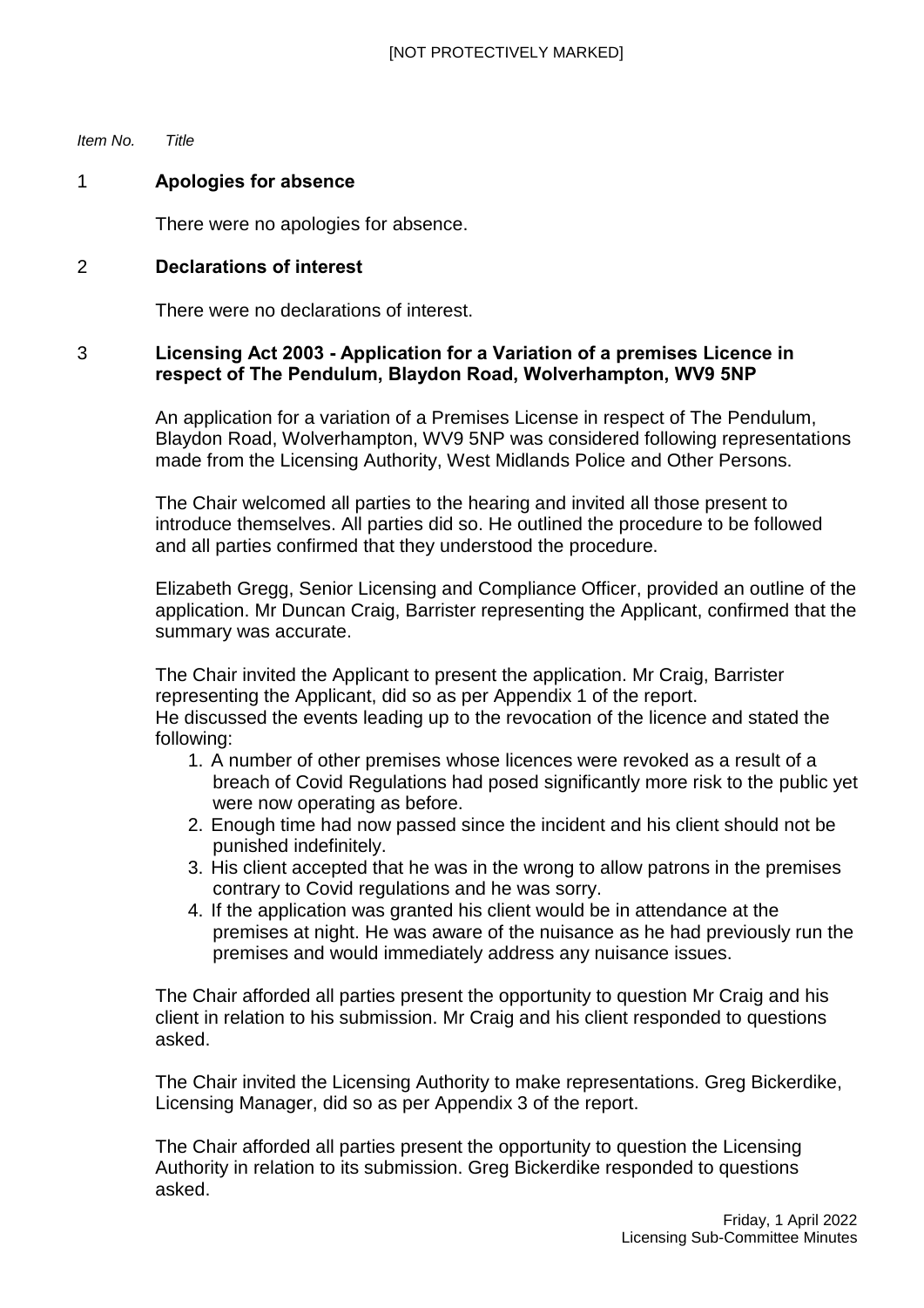*Item No.* *Title*

1 **Apologies for absence**

There were no apologies for absence.

2 **Declarations of interest**

There were no declarations of interest.

3 **Licensing Act 2003 - Application for a Variation of a premises Licence in respect of The Pendulum, Blaydon Road, Wolverhampton, WV9 5NP**

An application for a variation of a Premises License in respect of The Pendulum, Blaydon Road, Wolverhampton, WV9 5NP was considered following representations made from the Licensing Authority, West Midlands Police and Other Persons.

The Chair welcomed all parties to the hearing and invited all those present to introduce themselves. All parties did so. He outlined the procedure to be followed and all parties confirmed that they understood the procedure.

Elizabeth Gregg, Senior Licensing and Compliance Officer, provided an outline of the application. Mr Duncan Craig, Barrister representing the Applicant, confirmed that the summary was accurate.

The Chair invited the Applicant to present the application. Mr Craig, Barrister representing the Applicant, did so as per Appendix 1 of the report.
He discussed the events leading up to the revocation of the licence and stated the following:

1. A number of other premises whose licences were revoked as a result of a breach of Covid Regulations had posed significantly more risk to the public yet were now operating as before.
2. Enough time had now passed since the incident and his client should not be punished indefinitely.
3. His client accepted that he was in the wrong to allow patrons in the premises contrary to Covid regulations and he was sorry.
4. If the application was granted his client would be in attendance at the premises at night. He was aware of the nuisance as he had previously run the premises and would immediately address any nuisance issues.

The Chair afforded all parties present the opportunity to question Mr Craig and his client in relation to his submission. Mr Craig and his client responded to questions asked.

The Chair invited the Licensing Authority to make representations. Greg Bickerdike, Licensing Manager, did so as per Appendix 3 of the report.

The Chair afforded all parties present the opportunity to question the Licensing Authority in relation to its submission. Greg Bickerdike responded to questions asked.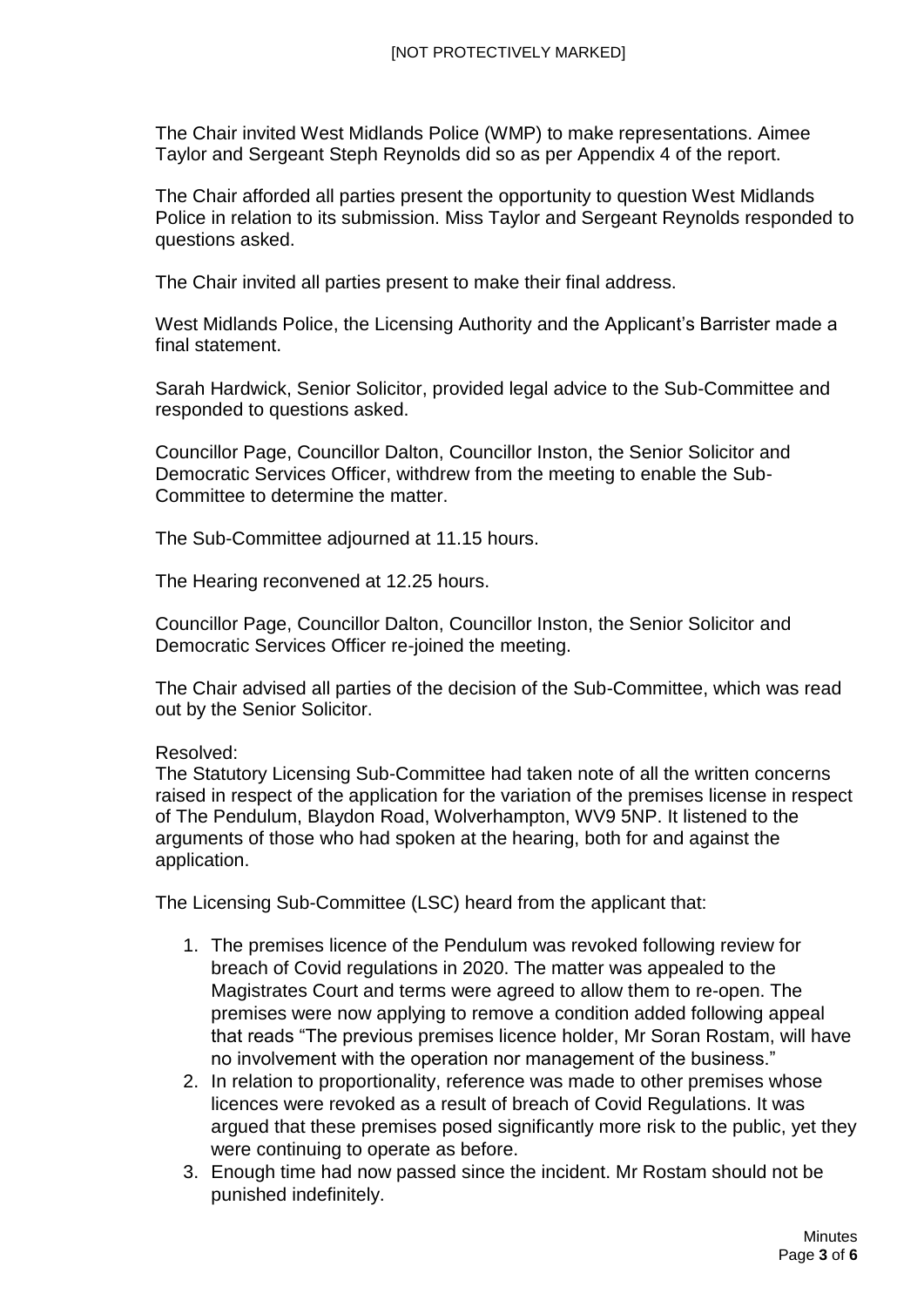The Chair invited West Midlands Police (WMP) to make representations. Aimee Taylor and Sergeant Steph Reynolds did so as per Appendix 4 of the report.

The Chair afforded all parties present the opportunity to question West Midlands Police in relation to its submission. Miss Taylor and Sergeant Reynolds responded to questions asked.

The Chair invited all parties present to make their final address.

West Midlands Police, the Licensing Authority and the Applicant's Barrister made a final statement.

Sarah Hardwick, Senior Solicitor, provided legal advice to the Sub-Committee and responded to questions asked.

Councillor Page, Councillor Dalton, Councillor Inston, the Senior Solicitor and Democratic Services Officer, withdrew from the meeting to enable the Sub-Committee to determine the matter.

The Sub-Committee adjourned at 11.15 hours.

The Hearing reconvened at 12.25 hours.

Councillor Page, Councillor Dalton, Councillor Inston, the Senior Solicitor and Democratic Services Officer re-joined the meeting.

The Chair advised all parties of the decision of the Sub-Committee, which was read out by the Senior Solicitor.

Resolved:
The Statutory Licensing Sub-Committee had taken note of all the written concerns raised in respect of the application for the variation of the premises license in respect of The Pendulum, Blaydon Road, Wolverhampton, WV9 5NP. It listened to the arguments of those who had spoken at the hearing, both for and against the application.

The Licensing Sub-Committee (LSC) heard from the applicant that:

1. The premises licence of the Pendulum was revoked following review for breach of Covid regulations in 2020. The matter was appealed to the Magistrates Court and terms were agreed to allow them to re-open. The premises were now applying to remove a condition added following appeal that reads "The previous premises licence holder, Mr Soran Rostam, will have no involvement with the operation nor management of the business."
2. In relation to proportionality, reference was made to other premises whose licences were revoked as a result of breach of Covid Regulations. It was argued that these premises posed significantly more risk to the public, yet they were continuing to operate as before.
3. Enough time had now passed since the incident. Mr Rostam should not be punished indefinitely.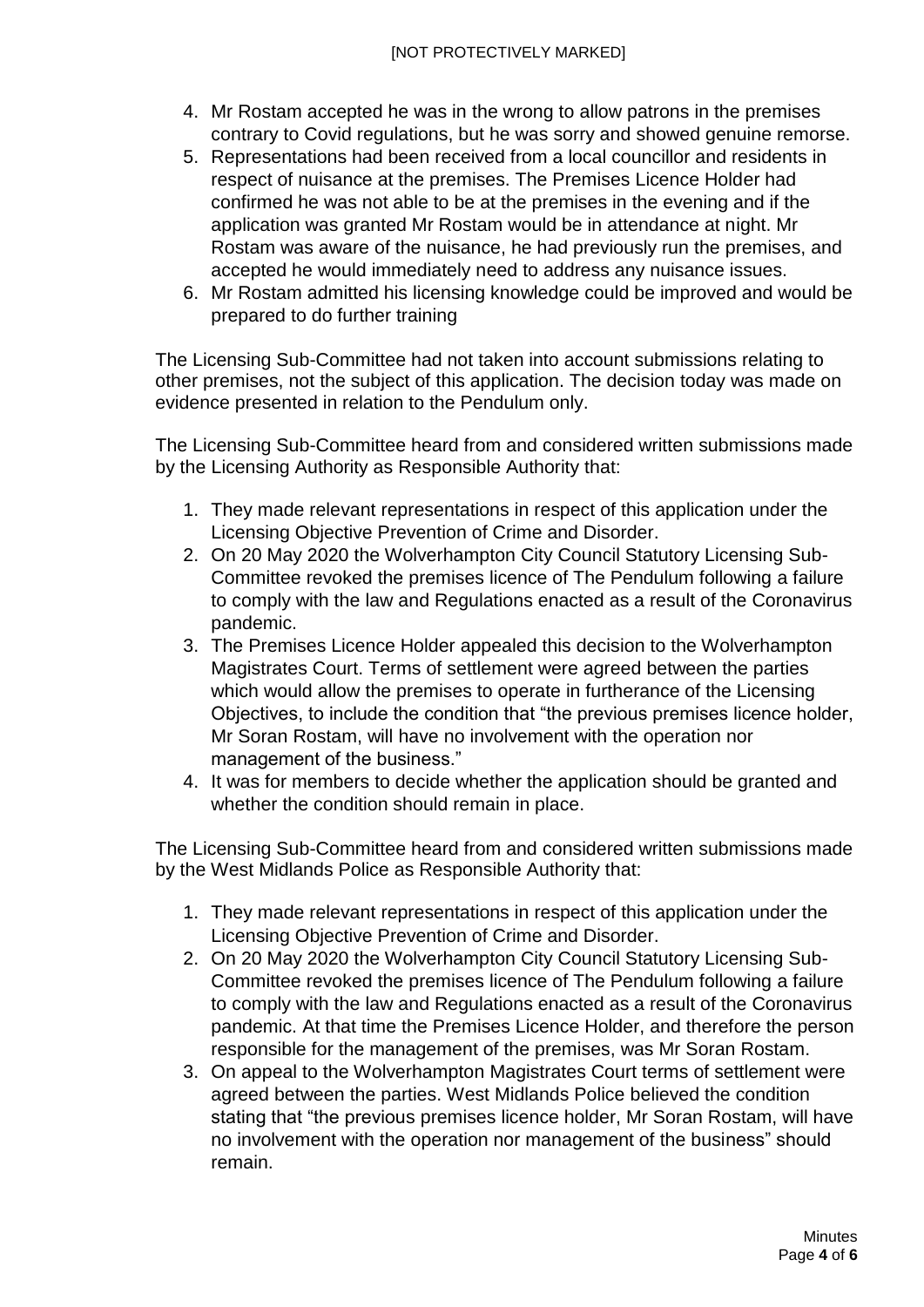4. Mr Rostam accepted he was in the wrong to allow patrons in the premises contrary to Covid regulations, but he was sorry and showed genuine remorse.
5. Representations had been received from a local councillor and residents in respect of nuisance at the premises. The Premises Licence Holder had confirmed he was not able to be at the premises in the evening and if the application was granted Mr Rostam would be in attendance at night. Mr Rostam was aware of the nuisance, he had previously run the premises, and accepted he would immediately need to address any nuisance issues.
6. Mr Rostam admitted his licensing knowledge could be improved and would be prepared to do further training

The Licensing Sub-Committee had not taken into account submissions relating to other premises, not the subject of this application. The decision today was made on evidence presented in relation to the Pendulum only.

The Licensing Sub-Committee heard from and considered written submissions made by the Licensing Authority as Responsible Authority that:

1. They made relevant representations in respect of this application under the Licensing Objective Prevention of Crime and Disorder.
2. On 20 May 2020 the Wolverhampton City Council Statutory Licensing Sub-Committee revoked the premises licence of The Pendulum following a failure to comply with the law and Regulations enacted as a result of the Coronavirus pandemic.
3. The Premises Licence Holder appealed this decision to the Wolverhampton Magistrates Court. Terms of settlement were agreed between the parties which would allow the premises to operate in furtherance of the Licensing Objectives, to include the condition that "the previous premises licence holder, Mr Soran Rostam, will have no involvement with the operation nor management of the business."
4. It was for members to decide whether the application should be granted and whether the condition should remain in place.

The Licensing Sub-Committee heard from and considered written submissions made by the West Midlands Police as Responsible Authority that:

1. They made relevant representations in respect of this application under the Licensing Objective Prevention of Crime and Disorder.
2. On 20 May 2020 the Wolverhampton City Council Statutory Licensing Sub-Committee revoked the premises licence of The Pendulum following a failure to comply with the law and Regulations enacted as a result of the Coronavirus pandemic. At that time the Premises Licence Holder, and therefore the person responsible for the management of the premises, was Mr Soran Rostam.
3. On appeal to the Wolverhampton Magistrates Court terms of settlement were agreed between the parties. West Midlands Police believed the condition stating that "the previous premises licence holder, Mr Soran Rostam, will have no involvement with the operation nor management of the business" should remain.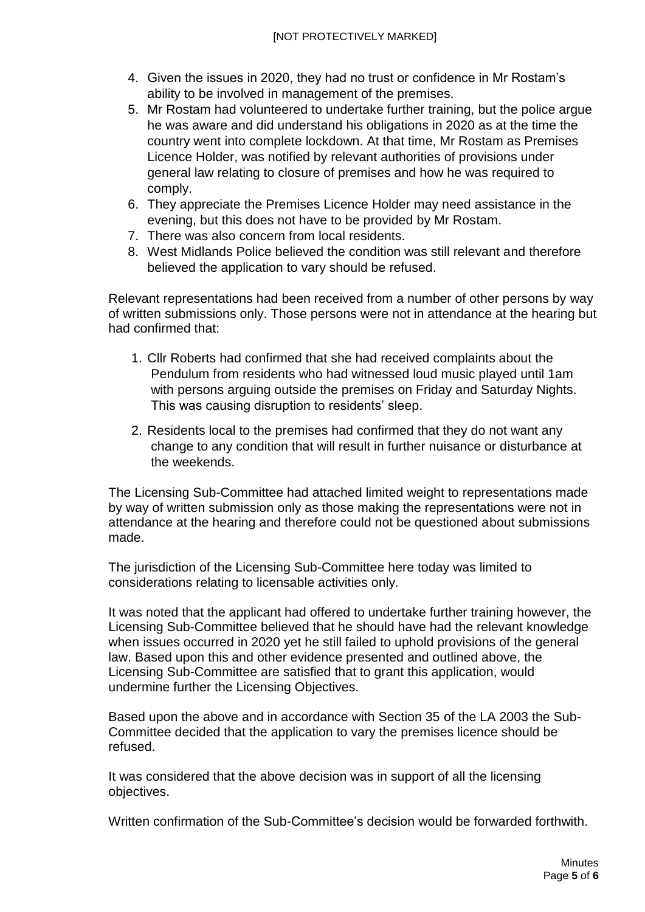4. Given the issues in 2020, they had no trust or confidence in Mr Rostam's ability to be involved in management of the premises.
5. Mr Rostam had volunteered to undertake further training, but the police argue he was aware and did understand his obligations in 2020 as at the time the country went into complete lockdown. At that time, Mr Rostam as Premises Licence Holder, was notified by relevant authorities of provisions under general law relating to closure of premises and how he was required to comply.
6. They appreciate the Premises Licence Holder may need assistance in the evening, but this does not have to be provided by Mr Rostam.
7. There was also concern from local residents.
8. West Midlands Police believed the condition was still relevant and therefore believed the application to vary should be refused.

Relevant representations had been received from a number of other persons by way of written submissions only. Those persons were not in attendance at the hearing but had confirmed that:

1. Cllr Roberts had confirmed that she had received complaints about the Pendulum from residents who had witnessed loud music played until 1am with persons arguing outside the premises on Friday and Saturday Nights. This was causing disruption to residents' sleep.

2. Residents local to the premises had confirmed that they do not want any change to any condition that will result in further nuisance or disturbance at the weekends.

The Licensing Sub-Committee had attached limited weight to representations made by way of written submission only as those making the representations were not in attendance at the hearing and therefore could not be questioned about submissions made.

The jurisdiction of the Licensing Sub-Committee here today was limited to considerations relating to licensable activities only.

It was noted that the applicant had offered to undertake further training however, the Licensing Sub-Committee believed that he should have had the relevant knowledge when issues occurred in 2020 yet he still failed to uphold provisions of the general law. Based upon this and other evidence presented and outlined above, the Licensing Sub-Committee are satisfied that to grant this application, would undermine further the Licensing Objectives.

Based upon the above and in accordance with Section 35 of the LA 2003 the Sub-Committee decided that the application to vary the premises licence should be refused.

It was considered that the above decision was in support of all the licensing objectives.

Written confirmation of the Sub-Committee's decision would be forwarded forthwith.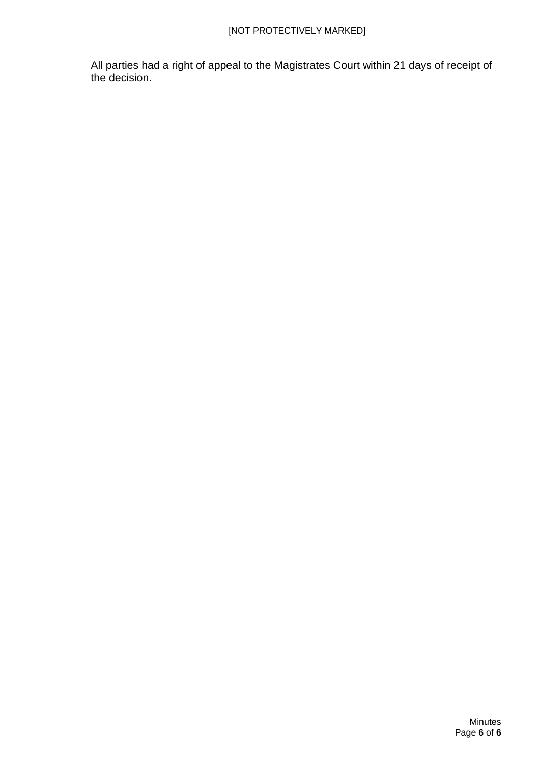All parties had a right of appeal to the Magistrates Court within 21 days of receipt of the decision.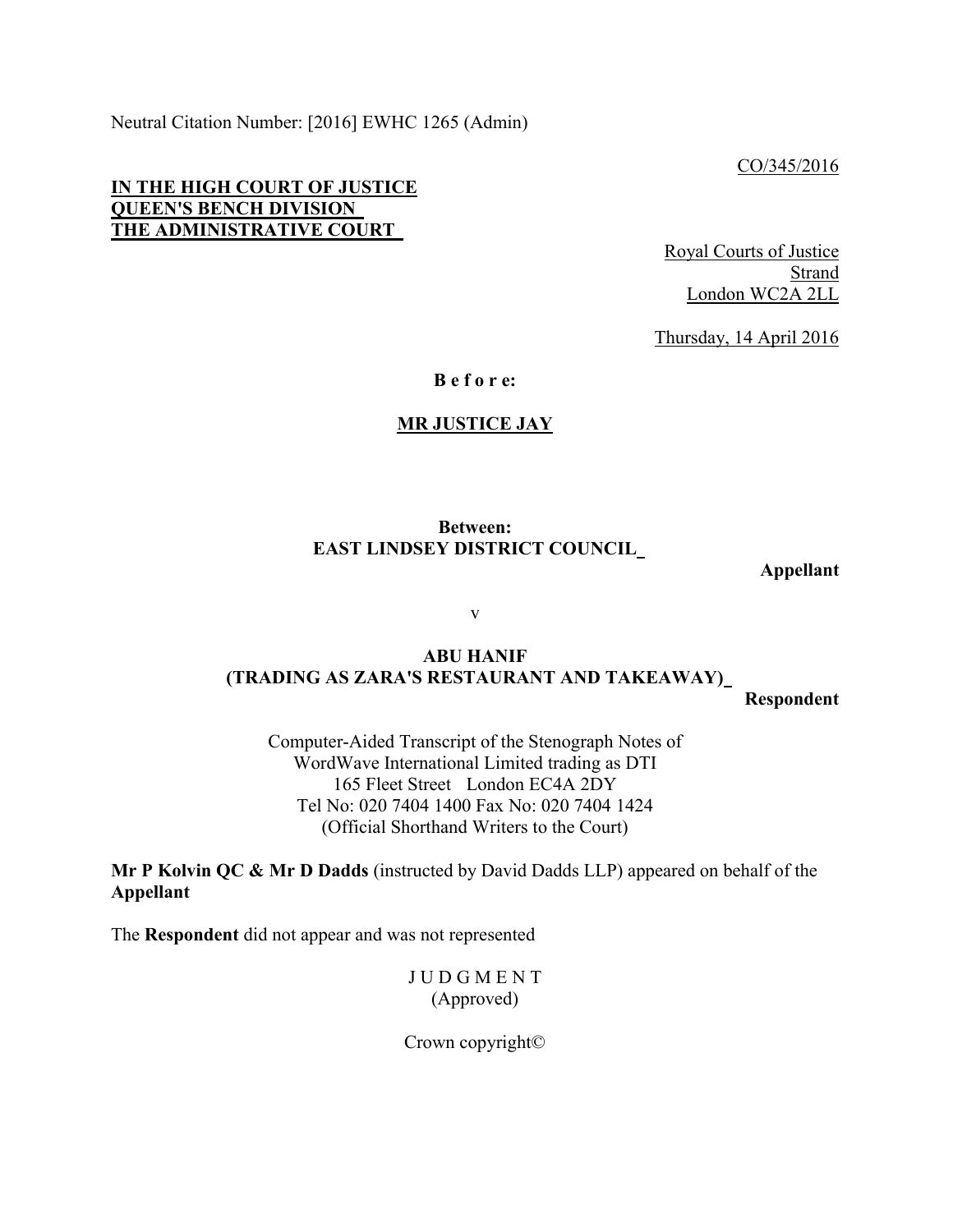Neutral Citation Number: [2016] EWHC 1265 (Admin)

CO/345/2016

**IN THE HIGH COURT OF JUSTICE**
**QUEEN'S BENCH DIVISION**
**THE ADMINISTRATIVE COURT**

Royal Courts of Justice
Strand
London WC2A 2LL

Thursday, 14 April 2016

**B e f o r e:**

**MR JUSTICE JAY**

**Between:**
**EAST LINDSEY DISTRICT COUNCIL**

**Appellant**

v

**ABU HANIF**
**(TRADING AS ZARA'S RESTAURANT AND TAKEAWAY)**

**Respondent**

Computer-Aided Transcript of the Stenograph Notes of
WordWave International Limited trading as DTI
165 Fleet Street London EC4A 2DY
Tel No: 020 7404 1400 Fax No: 020 7404 1424
(Official Shorthand Writers to the Court)

**Mr P Kolvin QC & Mr D Dadds** (instructed by David Dadds LLP) appeared on behalf of the **Appellant**

The **Respondent** did not appear and was not represented

J U D G M E N T
(Approved)

Crown copyright©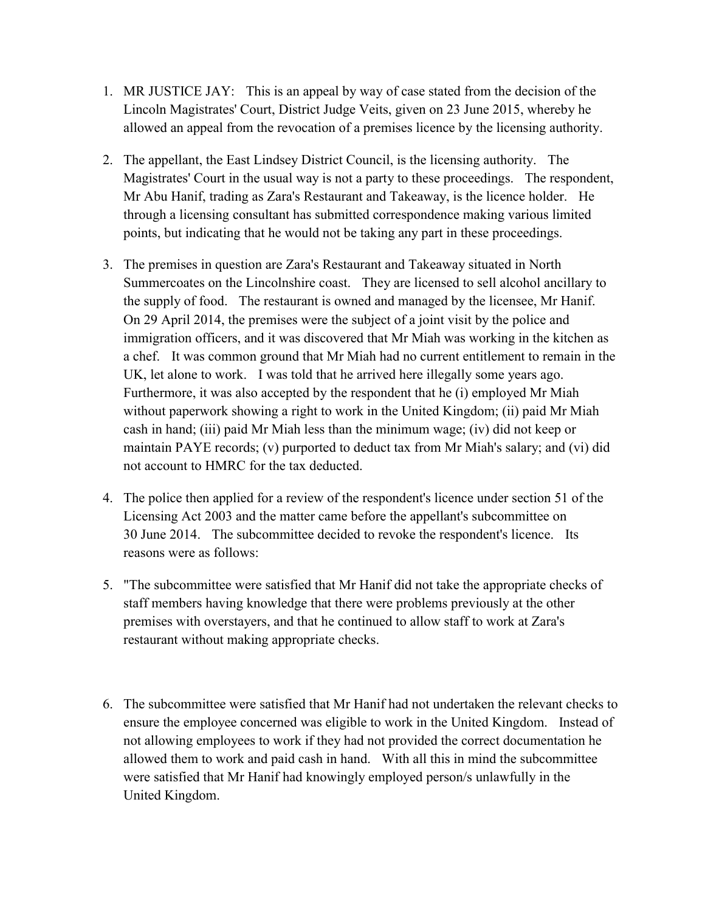1. MR JUSTICE JAY: This is an appeal by way of case stated from the decision of the Lincoln Magistrates' Court, District Judge Veits, given on 23 June 2015, whereby he allowed an appeal from the revocation of a premises licence by the licensing authority.

2. The appellant, the East Lindsey District Council, is the licensing authority. The Magistrates' Court in the usual way is not a party to these proceedings. The respondent, Mr Abu Hanif, trading as Zara's Restaurant and Takeaway, is the licence holder. He through a licensing consultant has submitted correspondence making various limited points, but indicating that he would not be taking any part in these proceedings.

3. The premises in question are Zara's Restaurant and Takeaway situated in North Summercoates on the Lincolnshire coast. They are licensed to sell alcohol ancillary to the supply of food. The restaurant is owned and managed by the licensee, Mr Hanif. On 29 April 2014, the premises were the subject of a joint visit by the police and immigration officers, and it was discovered that Mr Miah was working in the kitchen as a chef. It was common ground that Mr Miah had no current entitlement to remain in the UK, let alone to work. I was told that he arrived here illegally some years ago. Furthermore, it was also accepted by the respondent that he (i) employed Mr Miah without paperwork showing a right to work in the United Kingdom; (ii) paid Mr Miah cash in hand; (iii) paid Mr Miah less than the minimum wage; (iv) did not keep or maintain PAYE records; (v) purported to deduct tax from Mr Miah's salary; and (vi) did not account to HMRC for the tax deducted.

4. The police then applied for a review of the respondent's licence under section 51 of the Licensing Act 2003 and the matter came before the appellant's subcommittee on 30 June 2014. The subcommittee decided to revoke the respondent's licence. Its reasons were as follows:

5. "The subcommittee were satisfied that Mr Hanif did not take the appropriate checks of staff members having knowledge that there were problems previously at the other premises with overstayers, and that he continued to allow staff to work at Zara's restaurant without making appropriate checks.

6. The subcommittee were satisfied that Mr Hanif had not undertaken the relevant checks to ensure the employee concerned was eligible to work in the United Kingdom. Instead of not allowing employees to work if they had not provided the correct documentation he allowed them to work and paid cash in hand. With all this in mind the subcommittee were satisfied that Mr Hanif had knowingly employed person/s unlawfully in the United Kingdom.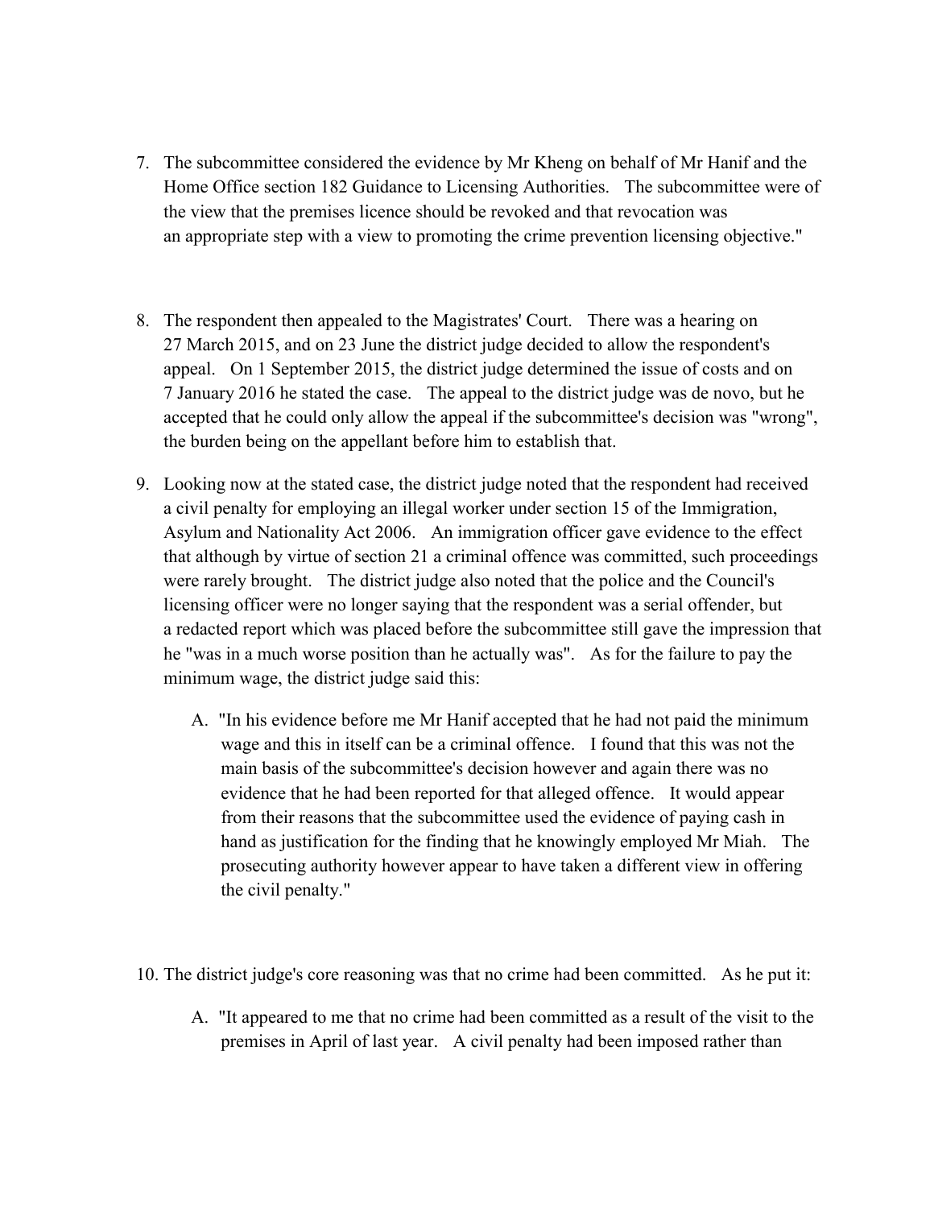7. The subcommittee considered the evidence by Mr Kheng on behalf of Mr Hanif and the Home Office section 182 Guidance to Licensing Authorities. The subcommittee were of the view that the premises licence should be revoked and that revocation was an appropriate step with a view to promoting the crime prevention licensing objective."

8. The respondent then appealed to the Magistrates' Court. There was a hearing on 27 March 2015, and on 23 June the district judge decided to allow the respondent's appeal. On 1 September 2015, the district judge determined the issue of costs and on 7 January 2016 he stated the case. The appeal to the district judge was de novo, but he accepted that he could only allow the appeal if the subcommittee's decision was "wrong", the burden being on the appellant before him to establish that.

9. Looking now at the stated case, the district judge noted that the respondent had received a civil penalty for employing an illegal worker under section 15 of the Immigration, Asylum and Nationality Act 2006. An immigration officer gave evidence to the effect that although by virtue of section 21 a criminal offence was committed, such proceedings were rarely brought. The district judge also noted that the police and the Council's licensing officer were no longer saying that the respondent was a serial offender, but a redacted report which was placed before the subcommittee still gave the impression that he "was in a much worse position than he actually was". As for the failure to pay the minimum wage, the district judge said this:

   A. "In his evidence before me Mr Hanif accepted that he had not paid the minimum wage and this in itself can be a criminal offence. I found that this was not the main basis of the subcommittee's decision however and again there was no evidence that he had been reported for that alleged offence. It would appear from their reasons that the subcommittee used the evidence of paying cash in hand as justification for the finding that he knowingly employed Mr Miah. The prosecuting authority however appear to have taken a different view in offering the civil penalty."

10. The district judge's core reasoning was that no crime had been committed. As he put it:

    A. "It appeared to me that no crime had been committed as a result of the visit to the premises in April of last year. A civil penalty had been imposed rather than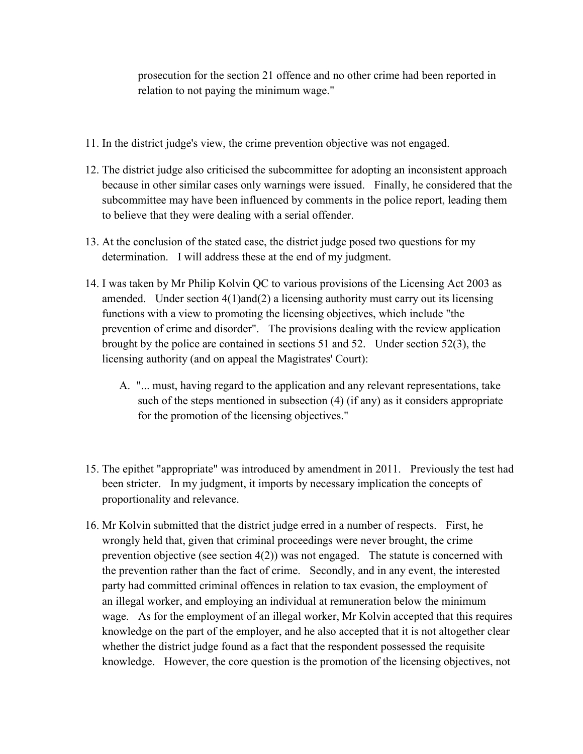prosecution for the section 21 offence and no other crime had been reported in relation to not paying the minimum wage."

11. In the district judge's view, the crime prevention objective was not engaged.

12. The district judge also criticised the subcommittee for adopting an inconsistent approach because in other similar cases only warnings were issued. Finally, he considered that the subcommittee may have been influenced by comments in the police report, leading them to believe that they were dealing with a serial offender.

13. At the conclusion of the stated case, the district judge posed two questions for my determination. I will address these at the end of my judgment.

14. I was taken by Mr Philip Kolvin QC to various provisions of the Licensing Act 2003 as amended. Under section 4(1)and(2) a licensing authority must carry out its licensing functions with a view to promoting the licensing objectives, which include "the prevention of crime and disorder". The provisions dealing with the review application brought by the police are contained in sections 51 and 52. Under section 52(3), the licensing authority (and on appeal the Magistrates' Court):

    A. "... must, having regard to the application and any relevant representations, take such of the steps mentioned in subsection (4) (if any) as it considers appropriate for the promotion of the licensing objectives."

15. The epithet "appropriate" was introduced by amendment in 2011. Previously the test had been stricter. In my judgment, it imports by necessary implication the concepts of proportionality and relevance.

16. Mr Kolvin submitted that the district judge erred in a number of respects. First, he wrongly held that, given that criminal proceedings were never brought, the crime prevention objective (see section 4(2)) was not engaged. The statute is concerned with the prevention rather than the fact of crime. Secondly, and in any event, the interested party had committed criminal offences in relation to tax evasion, the employment of an illegal worker, and employing an individual at remuneration below the minimum wage. As for the employment of an illegal worker, Mr Kolvin accepted that this requires knowledge on the part of the employer, and he also accepted that it is not altogether clear whether the district judge found as a fact that the respondent possessed the requisite knowledge. However, the core question is the promotion of the licensing objectives, not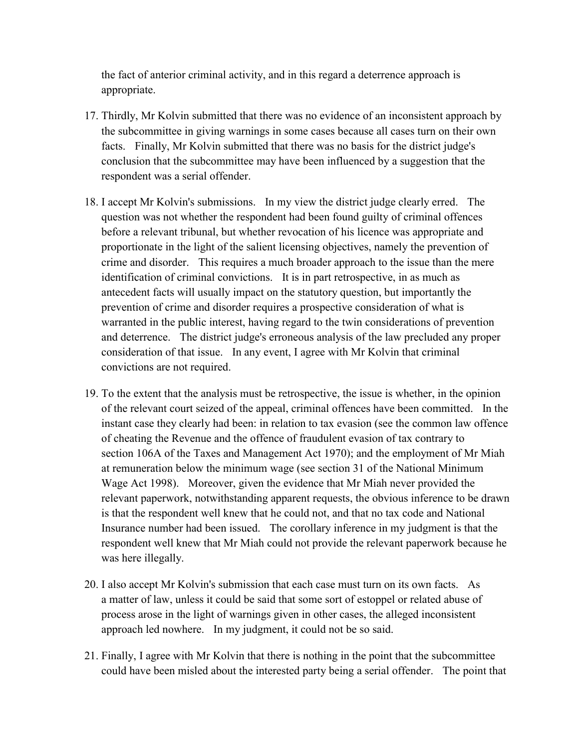the fact of anterior criminal activity, and in this regard a deterrence approach is appropriate.

17. Thirdly, Mr Kolvin submitted that there was no evidence of an inconsistent approach by the subcommittee in giving warnings in some cases because all cases turn on their own facts. Finally, Mr Kolvin submitted that there was no basis for the district judge's conclusion that the subcommittee may have been influenced by a suggestion that the respondent was a serial offender.

18. I accept Mr Kolvin's submissions. In my view the district judge clearly erred. The question was not whether the respondent had been found guilty of criminal offences before a relevant tribunal, but whether revocation of his licence was appropriate and proportionate in the light of the salient licensing objectives, namely the prevention of crime and disorder. This requires a much broader approach to the issue than the mere identification of criminal convictions. It is in part retrospective, in as much as antecedent facts will usually impact on the statutory question, but importantly the prevention of crime and disorder requires a prospective consideration of what is warranted in the public interest, having regard to the twin considerations of prevention and deterrence. The district judge's erroneous analysis of the law precluded any proper consideration of that issue. In any event, I agree with Mr Kolvin that criminal convictions are not required.

19. To the extent that the analysis must be retrospective, the issue is whether, in the opinion of the relevant court seized of the appeal, criminal offences have been committed. In the instant case they clearly had been: in relation to tax evasion (see the common law offence of cheating the Revenue and the offence of fraudulent evasion of tax contrary to section 106A of the Taxes and Management Act 1970); and the employment of Mr Miah at remuneration below the minimum wage (see section 31 of the National Minimum Wage Act 1998). Moreover, given the evidence that Mr Miah never provided the relevant paperwork, notwithstanding apparent requests, the obvious inference to be drawn is that the respondent well knew that he could not, and that no tax code and National Insurance number had been issued. The corollary inference in my judgment is that the respondent well knew that Mr Miah could not provide the relevant paperwork because he was here illegally.

20. I also accept Mr Kolvin's submission that each case must turn on its own facts. As a matter of law, unless it could be said that some sort of estoppel or related abuse of process arose in the light of warnings given in other cases, the alleged inconsistent approach led nowhere. In my judgment, it could not be so said.

21. Finally, I agree with Mr Kolvin that there is nothing in the point that the subcommittee could have been misled about the interested party being a serial offender. The point that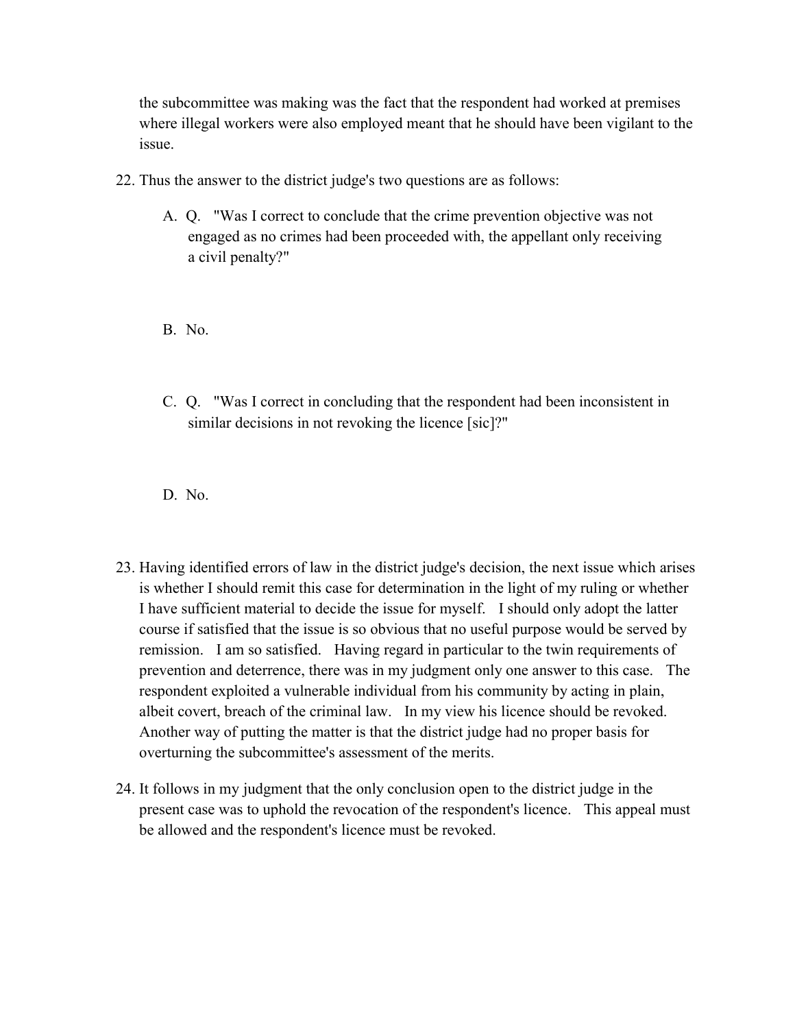the subcommittee was making was the fact that the respondent had worked at premises where illegal workers were also employed meant that he should have been vigilant to the issue.

22. Thus the answer to the district judge's two questions are as follows:

    A. Q. "Was I correct to conclude that the crime prevention objective was not engaged as no crimes had been proceeded with, the appellant only receiving a civil penalty?"

    B. No.

    C. Q. "Was I correct in concluding that the respondent had been inconsistent in similar decisions in not revoking the licence [sic]?"

    D. No.

23. Having identified errors of law in the district judge's decision, the next issue which arises is whether I should remit this case for determination in the light of my ruling or whether I have sufficient material to decide the issue for myself. I should only adopt the latter course if satisfied that the issue is so obvious that no useful purpose would be served by remission. I am so satisfied. Having regard in particular to the twin requirements of prevention and deterrence, there was in my judgment only one answer to this case. The respondent exploited a vulnerable individual from his community by acting in plain, albeit covert, breach of the criminal law. In my view his licence should be revoked. Another way of putting the matter is that the district judge had no proper basis for overturning the subcommittee's assessment of the merits.

24. It follows in my judgment that the only conclusion open to the district judge in the present case was to uphold the revocation of the respondent's licence. This appeal must be allowed and the respondent's licence must be revoked.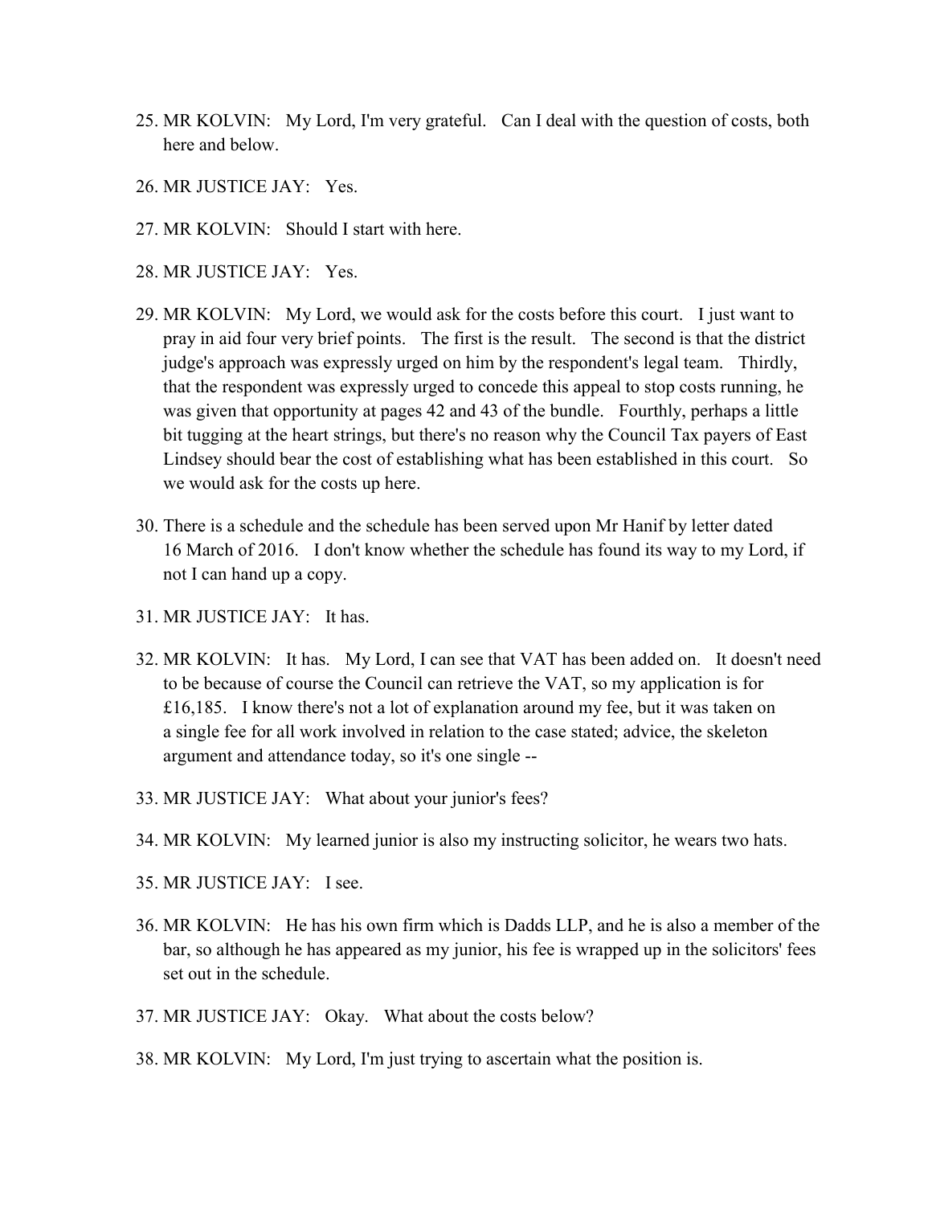25. MR KOLVIN: My Lord, I'm very grateful. Can I deal with the question of costs, both here and below.

26. MR JUSTICE JAY: Yes.

27. MR KOLVIN: Should I start with here.

28. MR JUSTICE JAY: Yes.

29. MR KOLVIN: My Lord, we would ask for the costs before this court. I just want to pray in aid four very brief points. The first is the result. The second is that the district judge's approach was expressly urged on him by the respondent's legal team. Thirdly, that the respondent was expressly urged to concede this appeal to stop costs running, he was given that opportunity at pages 42 and 43 of the bundle. Fourthly, perhaps a little bit tugging at the heart strings, but there's no reason why the Council Tax payers of East Lindsey should bear the cost of establishing what has been established in this court. So we would ask for the costs up here.

30. There is a schedule and the schedule has been served upon Mr Hanif by letter dated 16 March of 2016. I don't know whether the schedule has found its way to my Lord, if not I can hand up a copy.

31. MR JUSTICE JAY: It has.

32. MR KOLVIN: It has. My Lord, I can see that VAT has been added on. It doesn't need to be because of course the Council can retrieve the VAT, so my application is for £16,185. I know there's not a lot of explanation around my fee, but it was taken on a single fee for all work involved in relation to the case stated; advice, the skeleton argument and attendance today, so it's one single --

33. MR JUSTICE JAY: What about your junior's fees?

34. MR KOLVIN: My learned junior is also my instructing solicitor, he wears two hats.

35. MR JUSTICE JAY: I see.

36. MR KOLVIN: He has his own firm which is Dadds LLP, and he is also a member of the bar, so although he has appeared as my junior, his fee is wrapped up in the solicitors' fees set out in the schedule.

37. MR JUSTICE JAY: Okay. What about the costs below?

38. MR KOLVIN: My Lord, I'm just trying to ascertain what the position is.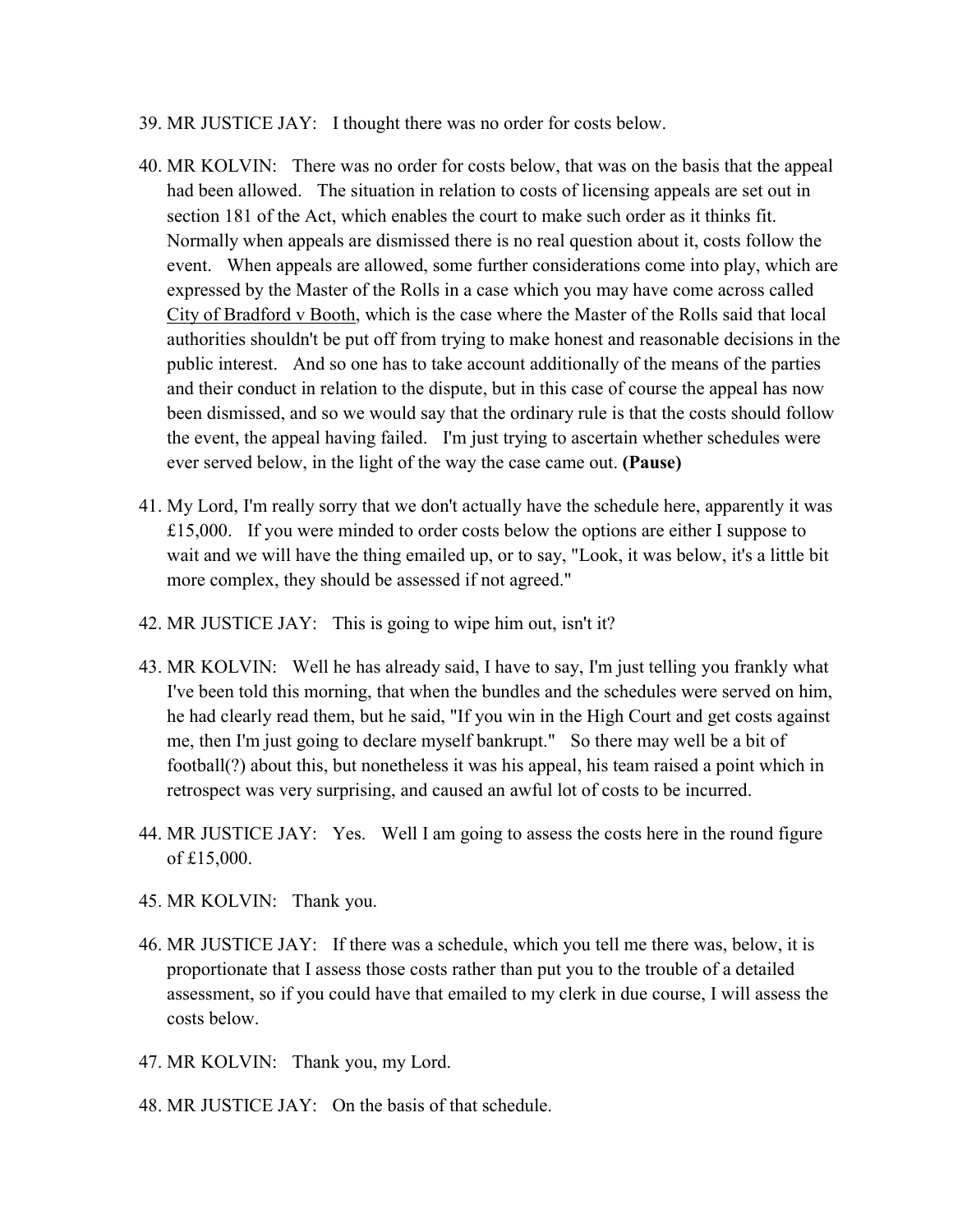39. MR JUSTICE JAY: I thought there was no order for costs below.

40. MR KOLVIN: There was no order for costs below, that was on the basis that the appeal had been allowed. The situation in relation to costs of licensing appeals are set out in section 181 of the Act, which enables the court to make such order as it thinks fit. Normally when appeals are dismissed there is no real question about it, costs follow the event. When appeals are allowed, some further considerations come into play, which are expressed by the Master of the Rolls in a case which you may have come across called City of Bradford v Booth, which is the case where the Master of the Rolls said that local authorities shouldn't be put off from trying to make honest and reasonable decisions in the public interest. And so one has to take account additionally of the means of the parties and their conduct in relation to the dispute, but in this case of course the appeal has now been dismissed, and so we would say that the ordinary rule is that the costs should follow the event, the appeal having failed. I'm just trying to ascertain whether schedules were ever served below, in the light of the way the case came out. **(Pause)**

41. My Lord, I'm really sorry that we don't actually have the schedule here, apparently it was £15,000. If you were minded to order costs below the options are either I suppose to wait and we will have the thing emailed up, or to say, "Look, it was below, it's a little bit more complex, they should be assessed if not agreed."

42. MR JUSTICE JAY: This is going to wipe him out, isn't it?

43. MR KOLVIN: Well he has already said, I have to say, I'm just telling you frankly what I've been told this morning, that when the bundles and the schedules were served on him, he had clearly read them, but he said, "If you win in the High Court and get costs against me, then I'm just going to declare myself bankrupt." So there may well be a bit of football(?) about this, but nonetheless it was his appeal, his team raised a point which in retrospect was very surprising, and caused an awful lot of costs to be incurred.

44. MR JUSTICE JAY: Yes. Well I am going to assess the costs here in the round figure of £15,000.

45. MR KOLVIN: Thank you.

46. MR JUSTICE JAY: If there was a schedule, which you tell me there was, below, it is proportionate that I assess those costs rather than put you to the trouble of a detailed assessment, so if you could have that emailed to my clerk in due course, I will assess the costs below.

47. MR KOLVIN: Thank you, my Lord.

48. MR JUSTICE JAY: On the basis of that schedule.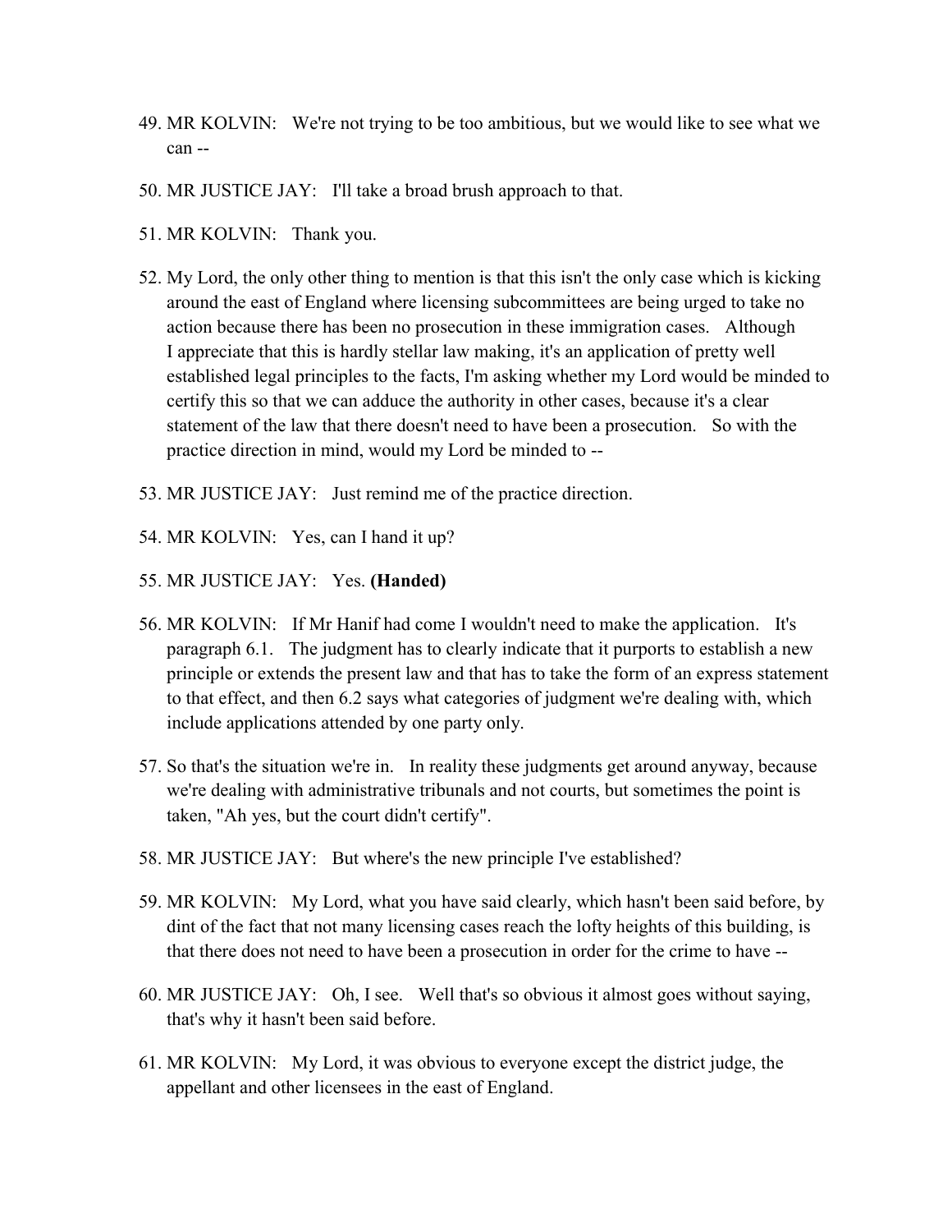49. MR KOLVIN: We're not trying to be too ambitious, but we would like to see what we can --

50. MR JUSTICE JAY: I'll take a broad brush approach to that.

51. MR KOLVIN: Thank you.

52. My Lord, the only other thing to mention is that this isn't the only case which is kicking around the east of England where licensing subcommittees are being urged to take no action because there has been no prosecution in these immigration cases. Although I appreciate that this is hardly stellar law making, it's an application of pretty well established legal principles to the facts, I'm asking whether my Lord would be minded to certify this so that we can adduce the authority in other cases, because it's a clear statement of the law that there doesn't need to have been a prosecution. So with the practice direction in mind, would my Lord be minded to --

53. MR JUSTICE JAY: Just remind me of the practice direction.

54. MR KOLVIN: Yes, can I hand it up?

55. MR JUSTICE JAY: Yes. **(Handed)**

56. MR KOLVIN: If Mr Hanif had come I wouldn't need to make the application. It's paragraph 6.1. The judgment has to clearly indicate that it purports to establish a new principle or extends the present law and that has to take the form of an express statement to that effect, and then 6.2 says what categories of judgment we're dealing with, which include applications attended by one party only.

57. So that's the situation we're in. In reality these judgments get around anyway, because we're dealing with administrative tribunals and not courts, but sometimes the point is taken, "Ah yes, but the court didn't certify".

58. MR JUSTICE JAY: But where's the new principle I've established?

59. MR KOLVIN: My Lord, what you have said clearly, which hasn't been said before, by dint of the fact that not many licensing cases reach the lofty heights of this building, is that there does not need to have been a prosecution in order for the crime to have --

60. MR JUSTICE JAY: Oh, I see. Well that's so obvious it almost goes without saying, that's why it hasn't been said before.

61. MR KOLVIN: My Lord, it was obvious to everyone except the district judge, the appellant and other licensees in the east of England.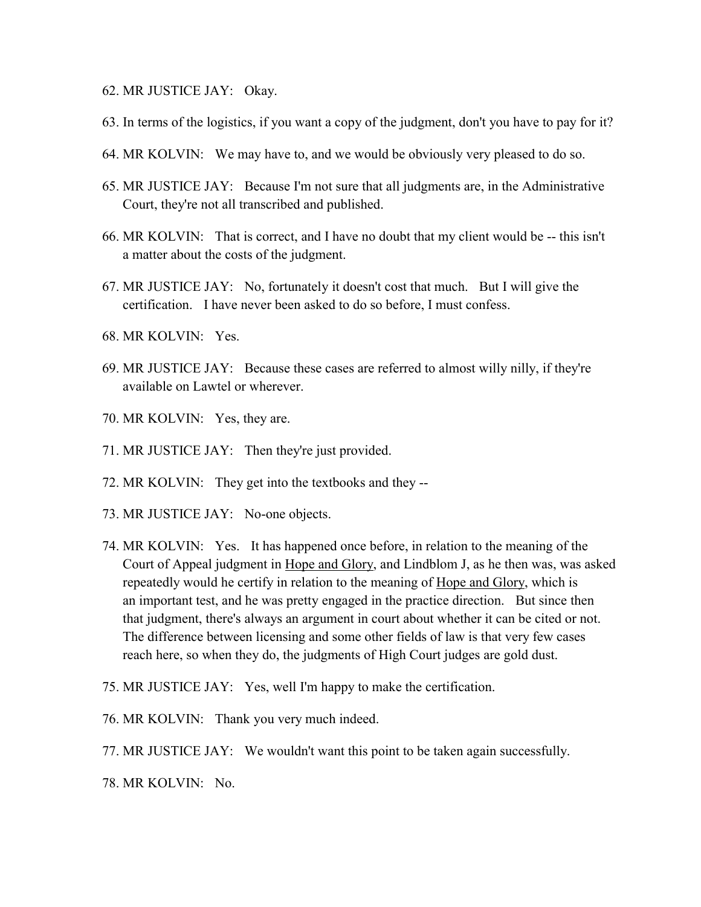62. MR JUSTICE JAY: Okay.

63. In terms of the logistics, if you want a copy of the judgment, don't you have to pay for it?

64. MR KOLVIN: We may have to, and we would be obviously very pleased to do so.

65. MR JUSTICE JAY: Because I'm not sure that all judgments are, in the Administrative Court, they're not all transcribed and published.

66. MR KOLVIN: That is correct, and I have no doubt that my client would be -- this isn't a matter about the costs of the judgment.

67. MR JUSTICE JAY: No, fortunately it doesn't cost that much. But I will give the certification. I have never been asked to do so before, I must confess.

68. MR KOLVIN: Yes.

69. MR JUSTICE JAY: Because these cases are referred to almost willy nilly, if they're available on Lawtel or wherever.

70. MR KOLVIN: Yes, they are.

71. MR JUSTICE JAY: Then they're just provided.

72. MR KOLVIN: They get into the textbooks and they --

73. MR JUSTICE JAY: No-one objects.

74. MR KOLVIN: Yes. It has happened once before, in relation to the meaning of the Court of Appeal judgment in Hope and Glory, and Lindblom J, as he then was, was asked repeatedly would he certify in relation to the meaning of Hope and Glory, which is an important test, and he was pretty engaged in the practice direction. But since then that judgment, there's always an argument in court about whether it can be cited or not. The difference between licensing and some other fields of law is that very few cases reach here, so when they do, the judgments of High Court judges are gold dust.

75. MR JUSTICE JAY: Yes, well I'm happy to make the certification.

76. MR KOLVIN: Thank you very much indeed.

77. MR JUSTICE JAY: We wouldn't want this point to be taken again successfully.

78. MR KOLVIN: No.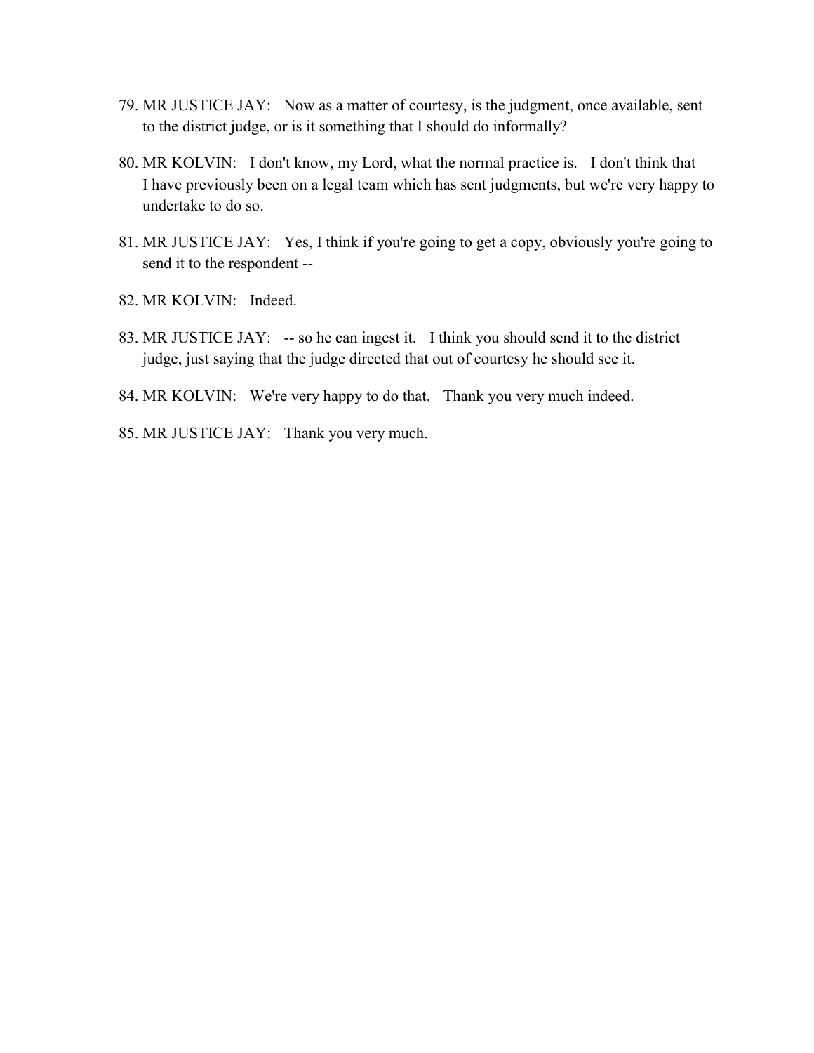79. MR JUSTICE JAY: Now as a matter of courtesy, is the judgment, once available, sent to the district judge, or is it something that I should do informally?

80. MR KOLVIN: I don't know, my Lord, what the normal practice is. I don't think that I have previously been on a legal team which has sent judgments, but we're very happy to undertake to do so.

81. MR JUSTICE JAY: Yes, I think if you're going to get a copy, obviously you're going to send it to the respondent --

82. MR KOLVIN: Indeed.

83. MR JUSTICE JAY: -- so he can ingest it. I think you should send it to the district judge, just saying that the judge directed that out of courtesy he should see it.

84. MR KOLVIN: We're very happy to do that. Thank you very much indeed.

85. MR JUSTICE JAY: Thank you very much.